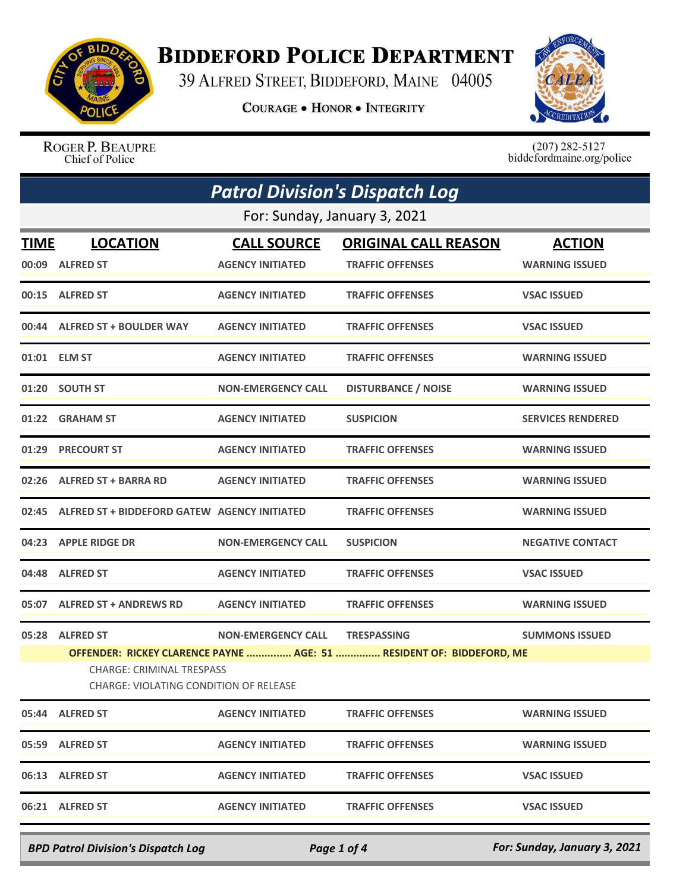# BIDDEFORD POLICE DEPARTMENT

39 ALFRED STREET, BIDDEFORD, MAINE 04005

COURAGE • HONOR • INTEGRITY

ROGER P. BEAUPRE
Chief of Police

(207) 282-5127
biddefordmaine.org/police

## Patrol Division's Dispatch Log

For: Sunday, January 3, 2021

| TIME | LOCATION | CALL SOURCE | ORIGINAL CALL REASON | ACTION |
|---|---|---|---|---|
| 00:09 | ALFRED ST | AGENCY INITIATED | TRAFFIC OFFENSES | WARNING ISSUED |
| 00:15 | ALFRED ST | AGENCY INITIATED | TRAFFIC OFFENSES | VSAC ISSUED |
| 00:44 | ALFRED ST + BOULDER WAY | AGENCY INITIATED | TRAFFIC OFFENSES | VSAC ISSUED |
| 01:01 | ELM ST | AGENCY INITIATED | TRAFFIC OFFENSES | WARNING ISSUED |
| 01:20 | SOUTH ST | NON-EMERGENCY CALL | DISTURBANCE / NOISE | WARNING ISSUED |
| 01:22 | GRAHAM ST | AGENCY INITIATED | SUSPICION | SERVICES RENDERED |
| 01:29 | PRECOURT ST | AGENCY INITIATED | TRAFFIC OFFENSES | WARNING ISSUED |
| 02:26 | ALFRED ST + BARRA RD | AGENCY INITIATED | TRAFFIC OFFENSES | WARNING ISSUED |
| 02:45 | ALFRED ST + BIDDEFORD GATEW | AGENCY INITIATED | TRAFFIC OFFENSES | WARNING ISSUED |
| 04:23 | APPLE RIDGE DR | NON-EMERGENCY CALL | SUSPICION | NEGATIVE CONTACT |
| 04:48 | ALFRED ST | AGENCY INITIATED | TRAFFIC OFFENSES | VSAC ISSUED |
| 05:07 | ALFRED ST + ANDREWS RD | AGENCY INITIATED | TRAFFIC OFFENSES | WARNING ISSUED |
| 05:28 | ALFRED ST | NON-EMERGENCY CALL | TRESPASSING | SUMMONS ISSUED |
| | OFFENDER: RICKEY CLARENCE PAYNE ............... AGE: 51 ............... RESIDENT OF: BIDDEFORD, ME<br>CHARGE: CRIMINAL TRESPASS<br>CHARGE: VIOLATING CONDITION OF RELEASE | | | |
| 05:44 | ALFRED ST | AGENCY INITIATED | TRAFFIC OFFENSES | WARNING ISSUED |
| 05:59 | ALFRED ST | AGENCY INITIATED | TRAFFIC OFFENSES | WARNING ISSUED |
| 06:13 | ALFRED ST | AGENCY INITIATED | TRAFFIC OFFENSES | VSAC ISSUED |
| 06:21 | ALFRED ST | AGENCY INITIATED | TRAFFIC OFFENSES | VSAC ISSUED |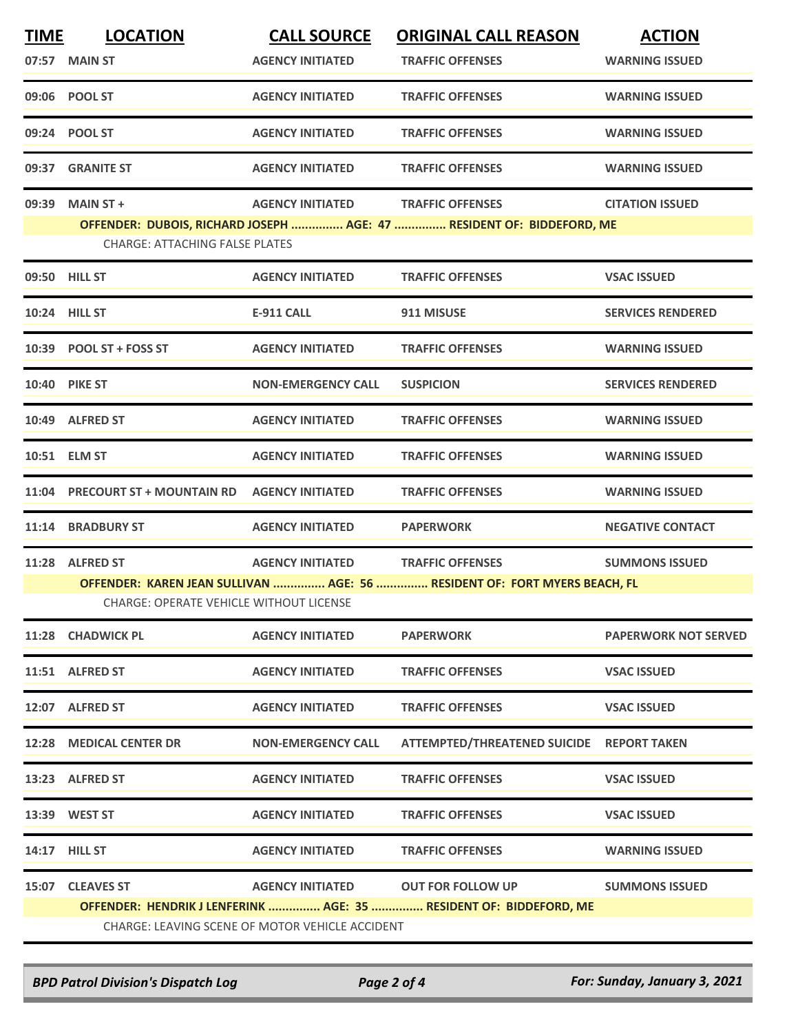| TIME | LOCATION | CALL SOURCE | ORIGINAL CALL REASON | ACTION |
|---|---|---|---|---|
| 07:57 | MAIN ST | AGENCY INITIATED | TRAFFIC OFFENSES | WARNING ISSUED |
| 09:06 | POOL ST | AGENCY INITIATED | TRAFFIC OFFENSES | WARNING ISSUED |
| 09:24 | POOL ST | AGENCY INITIATED | TRAFFIC OFFENSES | WARNING ISSUED |
| 09:37 | GRANITE ST | AGENCY INITIATED | TRAFFIC OFFENSES | WARNING ISSUED |
| 09:39 | MAIN ST + | AGENCY INITIATED | TRAFFIC OFFENSES | CITATION ISSUED |
| | OFFENDER: DUBOIS, RICHARD JOSEPH ............... AGE: 47 ............... RESIDENT OF: BIDDEFORD, ME | | | |
| | CHARGE: ATTACHING FALSE PLATES | | | |
| 09:50 | HILL ST | AGENCY INITIATED | TRAFFIC OFFENSES | VSAC ISSUED |
| 10:24 | HILL ST | E-911 CALL | 911 MISUSE | SERVICES RENDERED |
| 10:39 | POOL ST + FOSS ST | AGENCY INITIATED | TRAFFIC OFFENSES | WARNING ISSUED |
| 10:40 | PIKE ST | NON-EMERGENCY CALL | SUSPICION | SERVICES RENDERED |
| 10:49 | ALFRED ST | AGENCY INITIATED | TRAFFIC OFFENSES | WARNING ISSUED |
| 10:51 | ELM ST | AGENCY INITIATED | TRAFFIC OFFENSES | WARNING ISSUED |
| 11:04 | PRECOURT ST + MOUNTAIN RD | AGENCY INITIATED | TRAFFIC OFFENSES | WARNING ISSUED |
| 11:14 | BRADBURY ST | AGENCY INITIATED | PAPERWORK | NEGATIVE CONTACT |
| 11:28 | ALFRED ST | AGENCY INITIATED | TRAFFIC OFFENSES | SUMMONS ISSUED |
| | OFFENDER: KAREN JEAN SULLIVAN ............... AGE: 56 ............... RESIDENT OF: FORT MYERS BEACH, FL | | | |
| | CHARGE: OPERATE VEHICLE WITHOUT LICENSE | | | |
| 11:28 | CHADWICK PL | AGENCY INITIATED | PAPERWORK | PAPERWORK NOT SERVED |
| 11:51 | ALFRED ST | AGENCY INITIATED | TRAFFIC OFFENSES | VSAC ISSUED |
| 12:07 | ALFRED ST | AGENCY INITIATED | TRAFFIC OFFENSES | VSAC ISSUED |
| 12:28 | MEDICAL CENTER DR | NON-EMERGENCY CALL | ATTEMPTED/THREATENED SUICIDE | REPORT TAKEN |
| 13:23 | ALFRED ST | AGENCY INITIATED | TRAFFIC OFFENSES | VSAC ISSUED |
| 13:39 | WEST ST | AGENCY INITIATED | TRAFFIC OFFENSES | VSAC ISSUED |
| 14:17 | HILL ST | AGENCY INITIATED | TRAFFIC OFFENSES | WARNING ISSUED |
| 15:07 | CLEAVES ST | AGENCY INITIATED | OUT FOR FOLLOW UP | SUMMONS ISSUED |
| | OFFENDER: HENDRIK J LENFERINK ............... AGE: 35 ............... RESIDENT OF: BIDDEFORD, ME | | | |
| | CHARGE: LEAVING SCENE OF MOTOR VEHICLE ACCIDENT | | | |

*BPD Patrol Division's Dispatch Log* — *For: Sunday, January 3, 2021*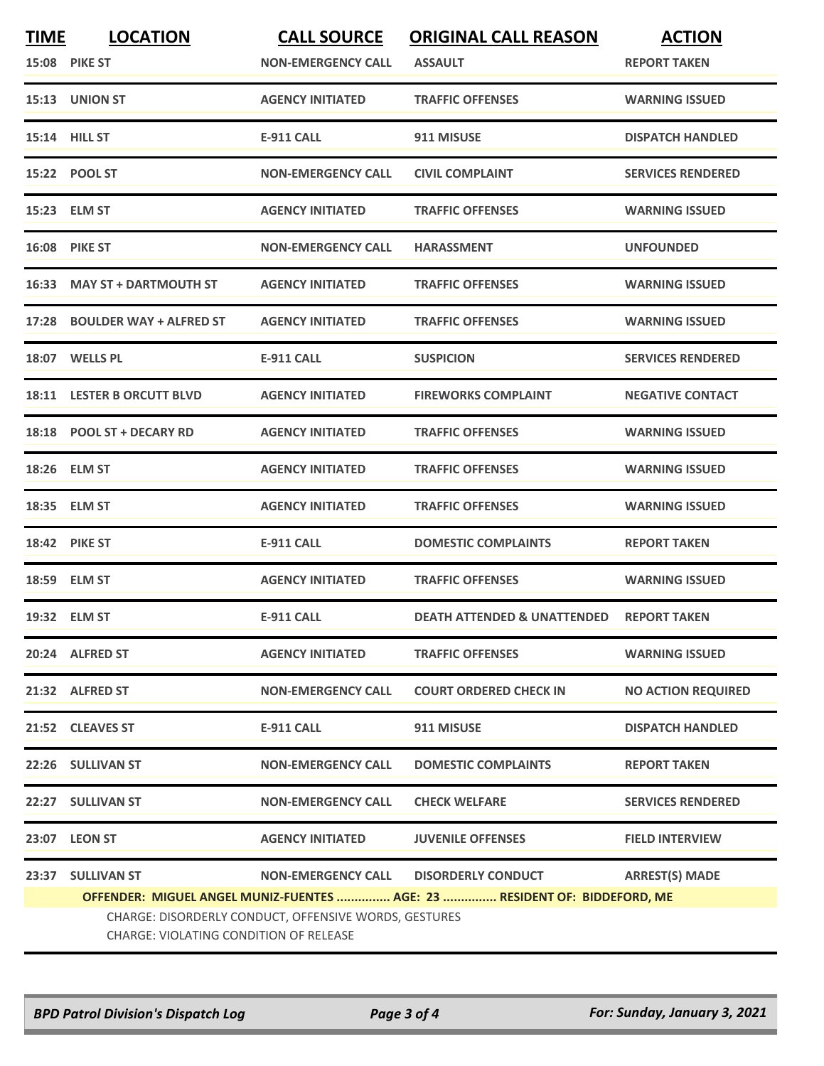| TIME | LOCATION | CALL SOURCE | ORIGINAL CALL REASON | ACTION |
|---|---|---|---|---|
| 15:08 | PIKE ST | NON-EMERGENCY CALL | ASSAULT | REPORT TAKEN |
| 15:13 | UNION ST | AGENCY INITIATED | TRAFFIC OFFENSES | WARNING ISSUED |
| 15:14 | HILL ST | E-911 CALL | 911 MISUSE | DISPATCH HANDLED |
| 15:22 | POOL ST | NON-EMERGENCY CALL | CIVIL COMPLAINT | SERVICES RENDERED |
| 15:23 | ELM ST | AGENCY INITIATED | TRAFFIC OFFENSES | WARNING ISSUED |
| 16:08 | PIKE ST | NON-EMERGENCY CALL | HARASSMENT | UNFOUNDED |
| 16:33 | MAY ST + DARTMOUTH ST | AGENCY INITIATED | TRAFFIC OFFENSES | WARNING ISSUED |
| 17:28 | BOULDER WAY + ALFRED ST | AGENCY INITIATED | TRAFFIC OFFENSES | WARNING ISSUED |
| 18:07 | WELLS PL | E-911 CALL | SUSPICION | SERVICES RENDERED |
| 18:11 | LESTER B ORCUTT BLVD | AGENCY INITIATED | FIREWORKS COMPLAINT | NEGATIVE CONTACT |
| 18:18 | POOL ST + DECARY RD | AGENCY INITIATED | TRAFFIC OFFENSES | WARNING ISSUED |
| 18:26 | ELM ST | AGENCY INITIATED | TRAFFIC OFFENSES | WARNING ISSUED |
| 18:35 | ELM ST | AGENCY INITIATED | TRAFFIC OFFENSES | WARNING ISSUED |
| 18:42 | PIKE ST | E-911 CALL | DOMESTIC COMPLAINTS | REPORT TAKEN |
| 18:59 | ELM ST | AGENCY INITIATED | TRAFFIC OFFENSES | WARNING ISSUED |
| 19:32 | ELM ST | E-911 CALL | DEATH ATTENDED & UNATTENDED | REPORT TAKEN |
| 20:24 | ALFRED ST | AGENCY INITIATED | TRAFFIC OFFENSES | WARNING ISSUED |
| 21:32 | ALFRED ST | NON-EMERGENCY CALL | COURT ORDERED CHECK IN | NO ACTION REQUIRED |
| 21:52 | CLEAVES ST | E-911 CALL | 911 MISUSE | DISPATCH HANDLED |
| 22:26 | SULLIVAN ST | NON-EMERGENCY CALL | DOMESTIC COMPLAINTS | REPORT TAKEN |
| 22:27 | SULLIVAN ST | NON-EMERGENCY CALL | CHECK WELFARE | SERVICES RENDERED |
| 23:07 | LEON ST | AGENCY INITIATED | JUVENILE OFFENSES | FIELD INTERVIEW |
| 23:37 | SULLIVAN ST | NON-EMERGENCY CALL | DISORDERLY CONDUCT | ARREST(S) MADE |

**OFFENDER: MIGUEL ANGEL MUNIZ-FUENTES ............... AGE: 23 ............... RESIDENT OF: BIDDEFORD, ME**

CHARGE: DISORDERLY CONDUCT, OFFENSIVE WORDS, GESTURES
CHARGE: VIOLATING CONDITION OF RELEASE

*BPD Patrol Division's Dispatch Log* — *For: Sunday, January 3, 2021*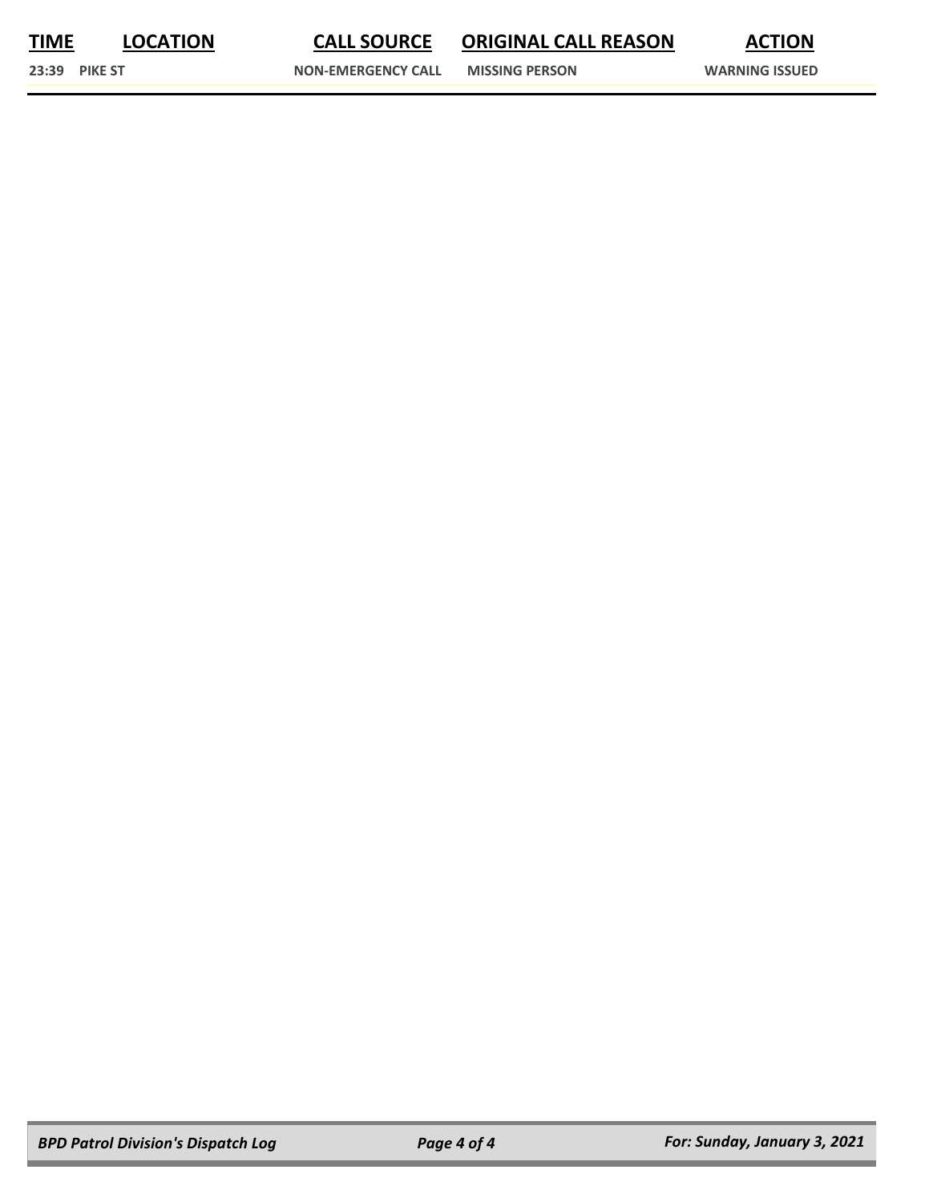| TIME | LOCATION | CALL SOURCE | ORIGINAL CALL REASON | ACTION |
| --- | --- | --- | --- | --- |
| 23:39 | PIKE ST | NON-EMERGENCY CALL | MISSING PERSON | WARNING ISSUED |